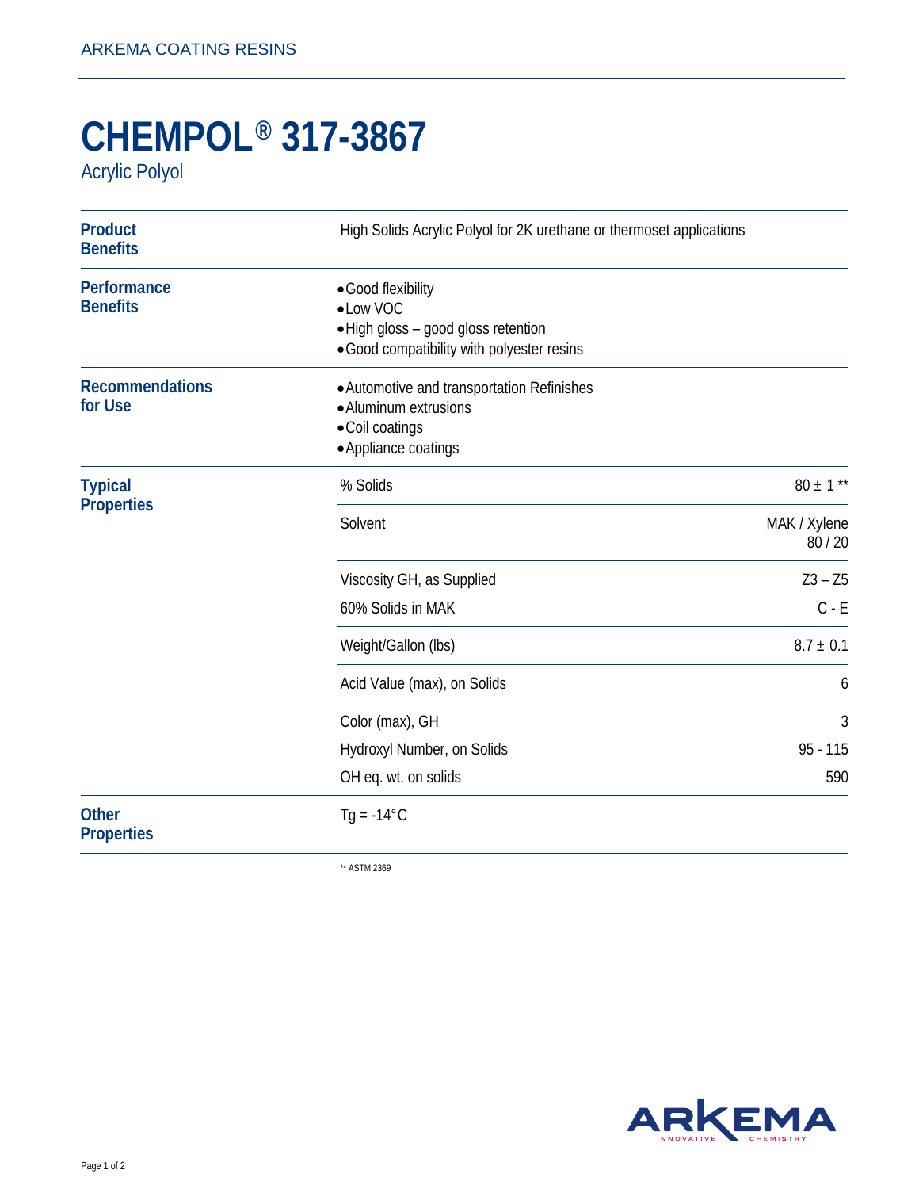ARKEMA COATING RESINS

# CHEMPOL® 317-3867

Acrylic Polyol

## Product Benefits

High Solids Acrylic Polyol for 2K urethane or thermoset applications

## Performance Benefits

- Good flexibility
- Low VOC
- High gloss – good gloss retention
- Good compatibility with polyester resins

## Recommendations for Use

- Automotive and transportation Refinishes
- Aluminum extrusions
- Coil coatings
- Appliance coatings

## Typical Properties

| Property | Value |
|---|---|
| % Solids | 80 ± 1 ** |
| Solvent | MAK / Xylene 80 / 20 |
| Viscosity GH, as Supplied | Z3 – Z5 |
| 60% Solids in MAK | C - E |
| Weight/Gallon (lbs) | 8.7 ± 0.1 |
| Acid Value (max), on Solids | 6 |
| Color (max), GH | 3 |
| Hydroxyl Number, on Solids | 95 - 115 |
| OH eq. wt. on solids | 590 |

## Other Properties

Tg = -14°C

** ASTM 2369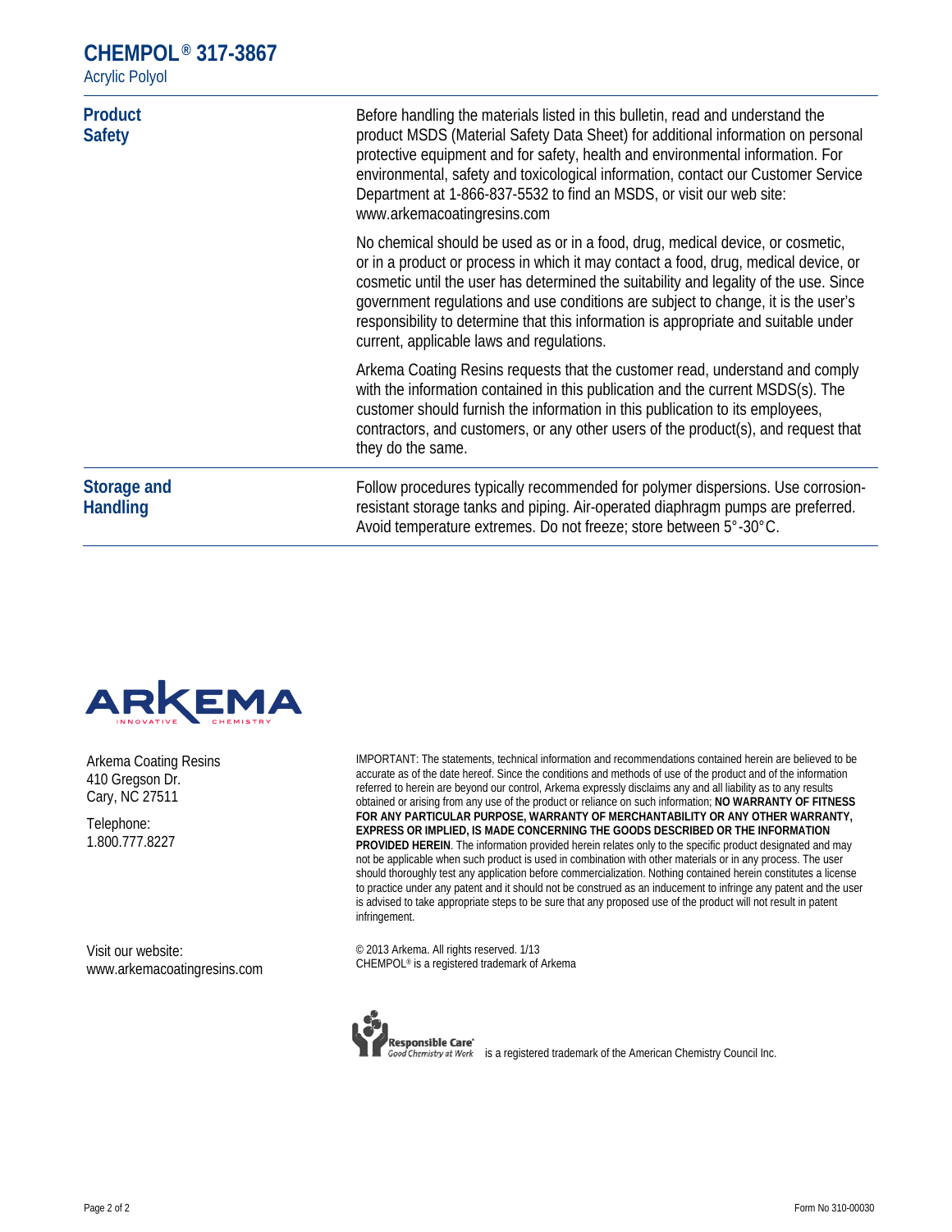# CHEMPOL® 317-3867

Acrylic Polyol

## Product Safety

Before handling the materials listed in this bulletin, read and understand the product MSDS (Material Safety Data Sheet) for additional information on personal protective equipment and for safety, health and environmental information. For environmental, safety and toxicological information, contact our Customer Service Department at 1-866-837-5532 to find an MSDS, or visit our web site: www.arkemacoatingresins.com

No chemical should be used as or in a food, drug, medical device, or cosmetic, or in a product or process in which it may contact a food, drug, medical device, or cosmetic until the user has determined the suitability and legality of the use. Since government regulations and use conditions are subject to change, it is the user's responsibility to determine that this information is appropriate and suitable under current, applicable laws and regulations.

Arkema Coating Resins requests that the customer read, understand and comply with the information contained in this publication and the current MSDS(s). The customer should furnish the information in this publication to its employees, contractors, and customers, or any other users of the product(s), and request that they do the same.

## Storage and Handling

Follow procedures typically recommended for polymer dispersions. Use corrosion-resistant storage tanks and piping. Air-operated diaphragm pumps are preferred. Avoid temperature extremes. Do not freeze; store between 5°-30°C.

ARKEMA
INNOVATIVE CHEMISTRY

Arkema Coating Resins
410 Gregson Dr.
Cary, NC 27511

Telephone:
1.800.777.8227

Visit our website:
www.arkemacoatingresins.com

IMPORTANT: The statements, technical information and recommendations contained herein are believed to be accurate as of the date hereof. Since the conditions and methods of use of the product and of the information referred to herein are beyond our control, Arkema expressly disclaims any and all liability as to any results obtained or arising from any use of the product or reliance on such information; **NO WARRANTY OF FITNESS FOR ANY PARTICULAR PURPOSE, WARRANTY OF MERCHANTABILITY OR ANY OTHER WARRANTY, EXPRESS OR IMPLIED, IS MADE CONCERNING THE GOODS DESCRIBED OR THE INFORMATION PROVIDED HEREIN**. The information provided herein relates only to the specific product designated and may not be applicable when such product is used in combination with other materials or in any process. The user should thoroughly test any application before commercialization. Nothing contained herein constitutes a license to practice under any patent and it should not be construed as an inducement to infringe any patent and the user is advised to take appropriate steps to be sure that any proposed use of the product will not result in patent infringement.

© 2013 Arkema. All rights reserved. 1/13
CHEMPOL® is a registered trademark of Arkema

Responsible Care® *Good Chemistry at Work* is a registered trademark of the American Chemistry Council Inc.

Form No 310-00030